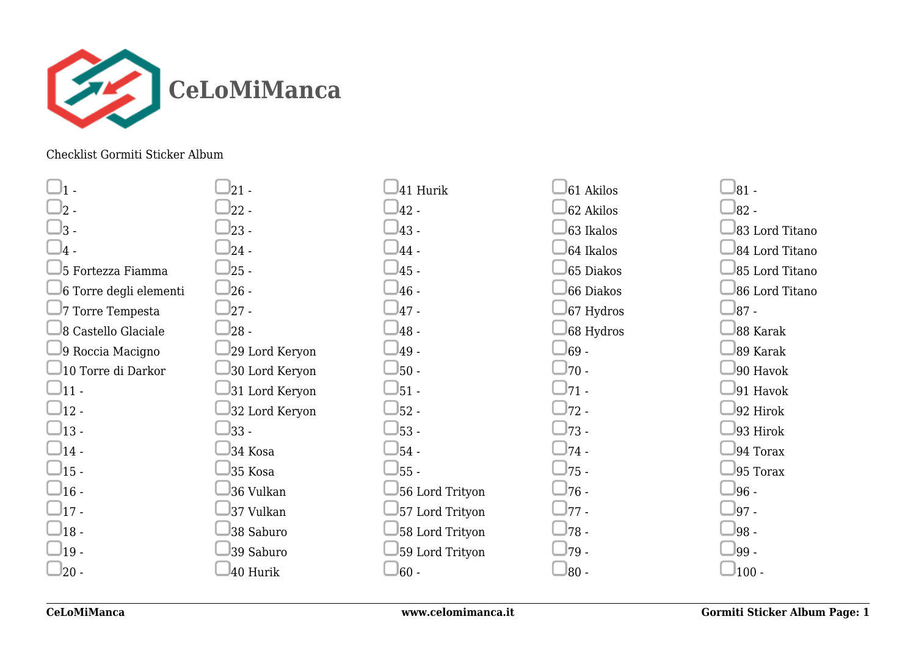# CeLoMiManca

Checklist Gormiti Sticker Album

- [ ] 1 -
- [ ] 2 -
- [ ] 3 -
- [ ] 4 -
- [ ] 5 Fortezza Fiamma
- [ ] 6 Torre degli elementi
- [ ] 7 Torre Tempesta
- [ ] 8 Castello Glaciale
- [ ] 9 Roccia Macigno
- [ ] 10 Torre di Darkor
- [ ] 11 -
- [ ] 12 -
- [ ] 13 -
- [ ] 14 -
- [ ] 15 -
- [ ] 16 -
- [ ] 17 -
- [ ] 18 -
- [ ] 19 -
- [ ] 20 -
- [ ] 21 -
- [ ] 22 -
- [ ] 23 -
- [ ] 24 -
- [ ] 25 -
- [ ] 26 -
- [ ] 27 -
- [ ] 28 -
- [ ] 29 Lord Keryon
- [ ] 30 Lord Keryon
- [ ] 31 Lord Keryon
- [ ] 32 Lord Keryon
- [ ] 33 -
- [ ] 34 Kosa
- [ ] 35 Kosa
- [ ] 36 Vulkan
- [ ] 37 Vulkan
- [ ] 38 Saburo
- [ ] 39 Saburo
- [ ] 40 Hurik
- [ ] 41 Hurik
- [ ] 42 -
- [ ] 43 -
- [ ] 44 -
- [ ] 45 -
- [ ] 46 -
- [ ] 47 -
- [ ] 48 -
- [ ] 49 -
- [ ] 50 -
- [ ] 51 -
- [ ] 52 -
- [ ] 53 -
- [ ] 54 -
- [ ] 55 -
- [ ] 56 Lord Trityon
- [ ] 57 Lord Trityon
- [ ] 58 Lord Trityon
- [ ] 59 Lord Trityon
- [ ] 60 -
- [ ] 61 Akilos
- [ ] 62 Akilos
- [ ] 63 Ikalos
- [ ] 64 Ikalos
- [ ] 65 Diakos
- [ ] 66 Diakos
- [ ] 67 Hydros
- [ ] 68 Hydros
- [ ] 69 -
- [ ] 70 -
- [ ] 71 -
- [ ] 72 -
- [ ] 73 -
- [ ] 74 -
- [ ] 75 -
- [ ] 76 -
- [ ] 77 -
- [ ] 78 -
- [ ] 79 -
- [ ] 80 -
- [ ] 81 -
- [ ] 82 -
- [ ] 83 Lord Titano
- [ ] 84 Lord Titano
- [ ] 85 Lord Titano
- [ ] 86 Lord Titano
- [ ] 87 -
- [ ] 88 Karak
- [ ] 89 Karak
- [ ] 90 Havok
- [ ] 91 Havok
- [ ] 92 Hirok
- [ ] 93 Hirok
- [ ] 94 Torax
- [ ] 95 Torax
- [ ] 96 -
- [ ] 97 -
- [ ] 98 -
- [ ] 99 -
- [ ] 100 -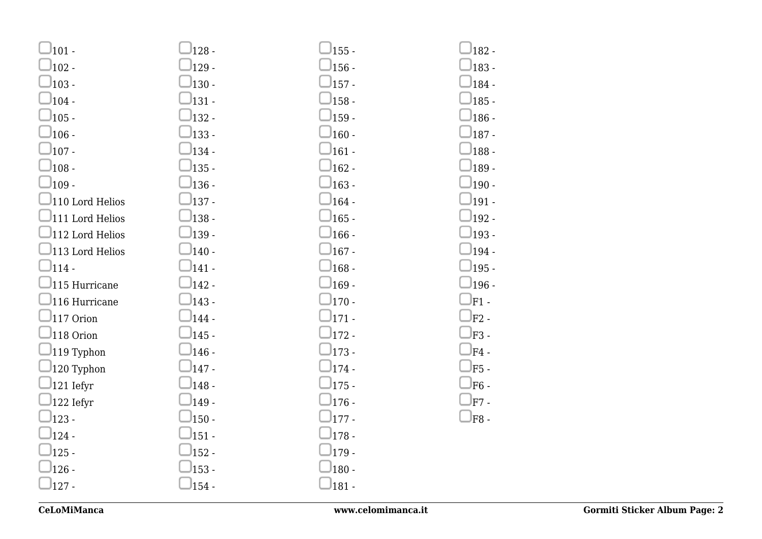- ☐ 101 -
- ☐ 102 -
- ☐ 103 -
- ☐ 104 -
- ☐ 105 -
- ☐ 106 -
- ☐ 107 -
- ☐ 108 -
- ☐ 109 -
- ☐ 110 Lord Helios
- ☐ 111 Lord Helios
- ☐ 112 Lord Helios
- ☐ 113 Lord Helios
- ☐ 114 -
- ☐ 115 Hurricane
- ☐ 116 Hurricane
- ☐ 117 Orion
- ☐ 118 Orion
- ☐ 119 Typhon
- ☐ 120 Typhon
- ☐ 121 Iefyr
- ☐ 122 Iefyr
- ☐ 123 -
- ☐ 124 -
- ☐ 125 -
- ☐ 126 -
- ☐ 127 -
- ☐ 128 -
- ☐ 129 -
- ☐ 130 -
- ☐ 131 -
- ☐ 132 -
- ☐ 133 -
- ☐ 134 -
- ☐ 135 -
- ☐ 136 -
- ☐ 137 -
- ☐ 138 -
- ☐ 139 -
- ☐ 140 -
- ☐ 141 -
- ☐ 142 -
- ☐ 143 -
- ☐ 144 -
- ☐ 145 -
- ☐ 146 -
- ☐ 147 -
- ☐ 148 -
- ☐ 149 -
- ☐ 150 -
- ☐ 151 -
- ☐ 152 -
- ☐ 153 -
- ☐ 154 -
- ☐ 155 -
- ☐ 156 -
- ☐ 157 -
- ☐ 158 -
- ☐ 159 -
- ☐ 160 -
- ☐ 161 -
- ☐ 162 -
- ☐ 163 -
- ☐ 164 -
- ☐ 165 -
- ☐ 166 -
- ☐ 167 -
- ☐ 168 -
- ☐ 169 -
- ☐ 170 -
- ☐ 171 -
- ☐ 172 -
- ☐ 173 -
- ☐ 174 -
- ☐ 175 -
- ☐ 176 -
- ☐ 177 -
- ☐ 178 -
- ☐ 179 -
- ☐ 180 -
- ☐ 181 -
- ☐ 182 -
- ☐ 183 -
- ☐ 184 -
- ☐ 185 -
- ☐ 186 -
- ☐ 187 -
- ☐ 188 -
- ☐ 189 -
- ☐ 190 -
- ☐ 191 -
- ☐ 192 -
- ☐ 193 -
- ☐ 194 -
- ☐ 195 -
- ☐ 196 -
- ☐ F1 -
- ☐ F2 -
- ☐ F3 -
- ☐ F4 -
- ☐ F5 -
- ☐ F6 -
- ☐ F7 -
- ☐ F8 -